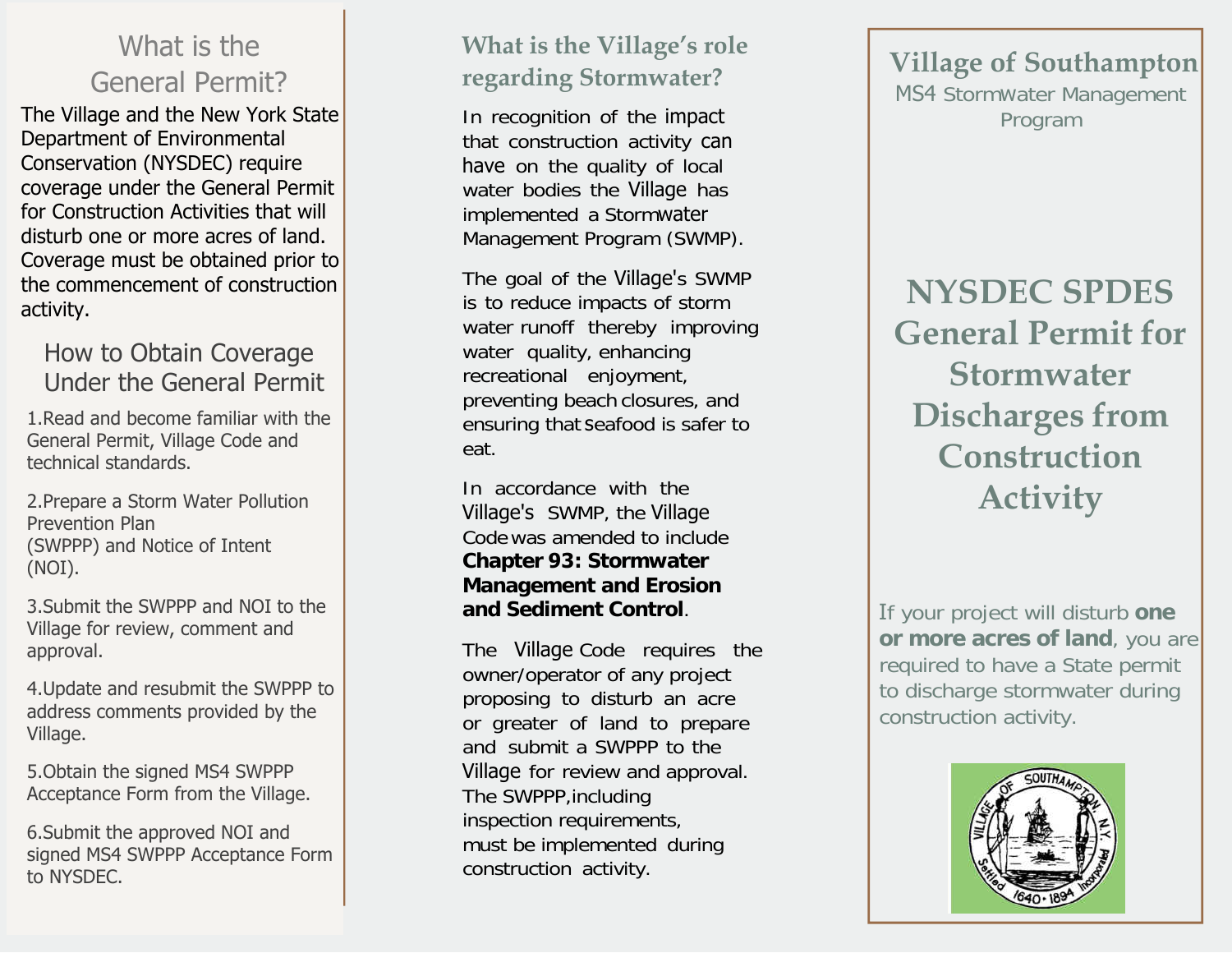## What is the General Permit?

The Village and the New York State Department of Environmental Conservation (NYSDEC) require coverage under the General Permit for Construction Activities that will disturb one or more acres of land. Coverage must be obtained prior to the commencement of construction activity.

### How to Obtain Coverage Under the General Permit

1. Read and become familiar with the General Permit, Village Code and technical standards.
2. Prepare a Storm Water Pollution Prevention Plan (SWPPP) and Notice of Intent (NOI).
3. Submit the SWPPP and NOI to the Village for review, comment and approval.
4. Update and resubmit the SWPPP to address comments provided by the Village.
5. Obtain the signed MS4 SWPPP Acceptance Form from the Village.
6. Submit the approved NOI and signed MS4 SWPPP Acceptance Form to NYSDEC.

## What is the Village's role regarding Stormwater?

In recognition of the impact that construction activity can have on the quality of local water bodies the Village has implemented a Stormwater Management Program (SWMP).

The goal of the Village's SWMP is to reduce impacts of storm water runoff thereby improving water quality, enhancing recreational enjoyment, preventing beach closures, and ensuring that seafood is safer to eat.

In accordance with the Village's SWMP, the Village Code was amended to include **Chapter 93: Stormwater Management and Erosion and Sediment Control**.

The Village Code requires the owner/operator of any project proposing to disturb an acre or greater of land to prepare and submit a SWPPP to the Village for review and approval. The SWPPP, including inspection requirements, must be implemented during construction activity.

## Village of Southampton

MS4 Stormwater Management Program

# NYSDEC SPDES General Permit for Stormwater Discharges from Construction Activity

If your project will disturb **one or more acres of land**, you are required to have a State permit to discharge stormwater during construction activity.

VILLAGE OF SOUTHAMPTON, N.Y. Settled 1640 · 1894 Incorporated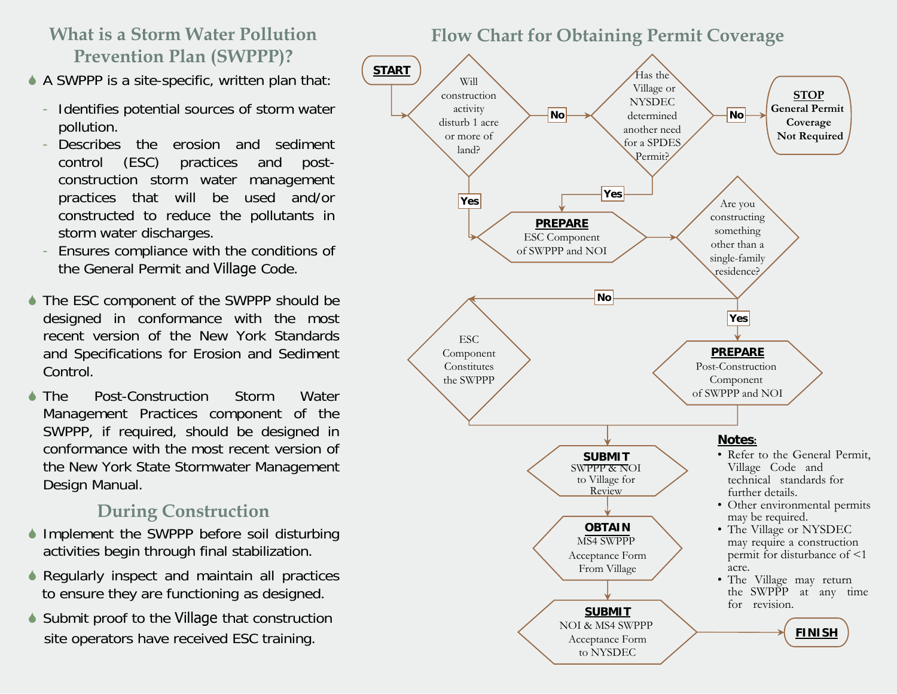## What is a Storm Water Pollution Prevention Plan (SWPPP)?

- A SWPPP is a site-specific, written plan that:
  - Identifies potential sources of storm water pollution.
  - Describes the erosion and sediment control (ESC) practices and post-construction storm water management practices that will be used and/or constructed to reduce the pollutants in storm water discharges.
  - Ensures compliance with the conditions of the General Permit and Village Code.
- The ESC component of the SWPPP should be designed in conformance with the most recent version of the New York Standards and Specifications for Erosion and Sediment Control.
- The Post-Construction Storm Water Management Practices component of the SWPPP, if required, should be designed in conformance with the most recent version of the New York State Stormwater Management Design Manual.

## During Construction

- Implement the SWPPP before soil disturbing activities begin through final stabilization.
- Regularly inspect and maintain all practices to ensure they are functioning as designed.
- Submit proof to the Village that construction site operators have received ESC training.

## Flow Chart for Obtaining Permit Coverage

START

Will construction activity disturb 1 acre or more of land?

No

Has the Village or NYSDEC determined another need for a SPDES Permit?

No

STOP General Permit Coverage Not Required

Yes

Yes

PREPARE ESC Component of SWPPP and NOI

Are you constructing something other than a single-family residence?

No

ESC Component Constitutes the SWPPP

Yes

PREPARE Post-Construction Component of SWPPP and NOI

SUBMIT SWPPP & NOI to Village for Review

OBTAIN MS4 SWPPP Acceptance Form From Village

SUBMIT NOI & MS4 SWPPP Acceptance Form to NYSDEC

FINISH

**Notes:**

- Refer to the General Permit, Village Code and technical standards for further details.
- Other environmental permits may be required.
- The Village or NYSDEC may require a construction permit for disturbance of <1 acre.
- The Village may return the SWPPP at any time for revision.